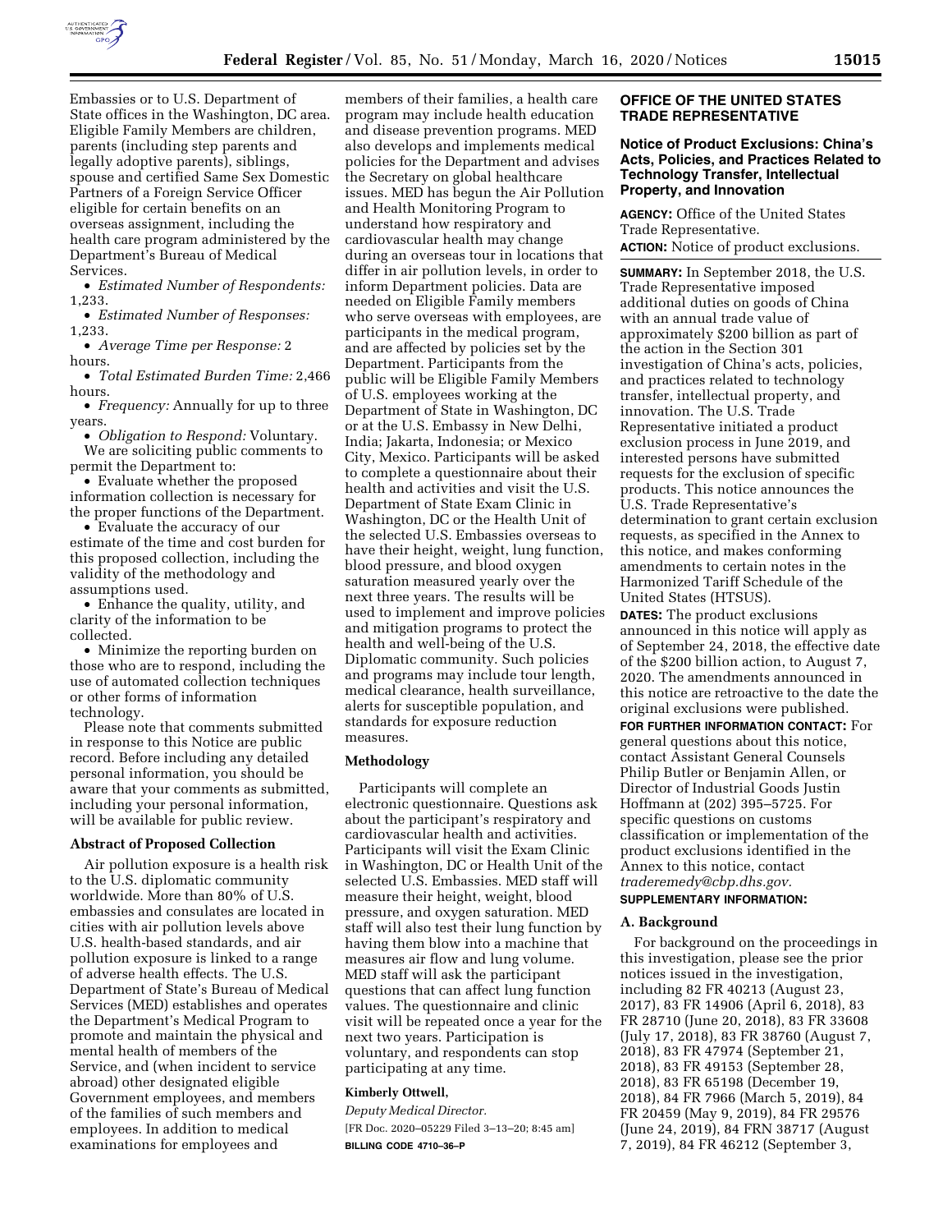Embassies or to U.S. Department of State offices in the Washington, DC area. Eligible Family Members are children, parents (including step parents and legally adoptive parents), siblings, spouse and certified Same Sex Domestic Partners of a Foreign Service Officer eligible for certain benefits on an overseas assignment, including the health care program administered by the Department's Bureau of Medical Services.

- *Estimated Number of Respondents:* 1,233.
- *Estimated Number of Responses:* 1,233.
- *Average Time per Response:* 2 hours.
- *Total Estimated Burden Time:* 2,466 hours.
- *Frequency:* Annually for up to three years.
- *Obligation to Respond:* Voluntary.

We are soliciting public comments to permit the Department to:

- Evaluate whether the proposed information collection is necessary for the proper functions of the Department.
- Evaluate the accuracy of our estimate of the time and cost burden for this proposed collection, including the validity of the methodology and assumptions used.
- Enhance the quality, utility, and clarity of the information to be collected.
- Minimize the reporting burden on those who are to respond, including the use of automated collection techniques or other forms of information technology.

Please note that comments submitted in response to this Notice are public record. Before including any detailed personal information, you should be aware that your comments as submitted, including your personal information, will be available for public review.

**Abstract of Proposed Collection**

Air pollution exposure is a health risk to the U.S. diplomatic community worldwide. More than 80% of U.S. embassies and consulates are located in cities with air pollution levels above U.S. health-based standards, and air pollution exposure is linked to a range of adverse health effects. The U.S. Department of State's Bureau of Medical Services (MED) establishes and operates the Department's Medical Program to promote and maintain the physical and mental health of members of the Service, and (when incident to service abroad) other designated eligible Government employees, and members of the families of such members and employees. In addition to medical examinations for employees and members of their families, a health care program may include health education and disease prevention programs. MED also develops and implements medical policies for the Department and advises the Secretary on global healthcare issues. MED has begun the Air Pollution and Health Monitoring Program to understand how respiratory and cardiovascular health may change during an overseas tour in locations that differ in air pollution levels, in order to inform Department policies. Data are needed on Eligible Family members who serve overseas with employees, are participants in the medical program, and are affected by policies set by the Department. Participants from the public will be Eligible Family Members of U.S. employees working at the Department of State in Washington, DC or at the U.S. Embassy in New Delhi, India; Jakarta, Indonesia; or Mexico City, Mexico. Participants will be asked to complete a questionnaire about their health and activities and visit the U.S. Department of State Exam Clinic in Washington, DC or the Health Unit of the selected U.S. Embassies overseas to have their height, weight, lung function, blood pressure, and blood oxygen saturation measured yearly over the next three years. The results will be used to implement and improve policies and mitigation programs to protect the health and well-being of the U.S. Diplomatic community. Such policies and programs may include tour length, medical clearance, health surveillance, alerts for susceptible population, and standards for exposure reduction measures.

**Methodology**

Participants will complete an electronic questionnaire. Questions ask about the participant's respiratory and cardiovascular health and activities. Participants will visit the Exam Clinic in Washington, DC or Health Unit of the selected U.S. Embassies. MED staff will measure their height, weight, blood pressure, and oxygen saturation. MED staff will also test their lung function by having them blow into a machine that measures air flow and lung volume. MED staff will ask the participant questions that can affect lung function values. The questionnaire and clinic visit will be repeated once a year for the next two years. Participation is voluntary, and respondents can stop participating at any time.

**Kimberly Ottwell,**

*Deputy Medical Director.*

[FR Doc. 2020–05229 Filed 3–13–20; 8:45 am]

**BILLING CODE 4710–36–P**

## OFFICE OF THE UNITED STATES TRADE REPRESENTATIVE

### Notice of Product Exclusions: China's Acts, Policies, and Practices Related to Technology Transfer, Intellectual Property, and Innovation

**AGENCY:** Office of the United States Trade Representative.

**ACTION:** Notice of product exclusions.

**SUMMARY:** In September 2018, the U.S. Trade Representative imposed additional duties on goods of China with an annual trade value of approximately $200 billion as part of the action in the Section 301 investigation of China's acts, policies, and practices related to technology transfer, intellectual property, and innovation. The U.S. Trade Representative initiated a product exclusion process in June 2019, and interested persons have submitted requests for the exclusion of specific products. This notice announces the U.S. Trade Representative's determination to grant certain exclusion requests, as specified in the Annex to this notice, and makes conforming amendments to certain notes in the Harmonized Tariff Schedule of the United States (HTSUS).

**DATES:** The product exclusions announced in this notice will apply as of September 24, 2018, the effective date of the $200 billion action, to August 7, 2020. The amendments announced in this notice are retroactive to the date the original exclusions were published.

**FOR FURTHER INFORMATION CONTACT:** For general questions about this notice, contact Assistant General Counsels Philip Butler or Benjamin Allen, or Director of Industrial Goods Justin Hoffmann at (202) 395–5725. For specific questions on customs classification or implementation of the product exclusions identified in the Annex to this notice, contact *traderemedy@cbp.dhs.gov.*

**SUPPLEMENTARY INFORMATION:**

**A. Background**

For background on the proceedings in this investigation, please see the prior notices issued in the investigation, including 82 FR 40213 (August 23, 2017), 83 FR 14906 (April 6, 2018), 83 FR 28710 (June 20, 2018), 83 FR 33608 (July 17, 2018), 83 FR 38760 (August 7, 2018), 83 FR 47974 (September 21, 2018), 83 FR 49153 (September 28, 2018), 83 FR 65198 (December 19, 2018), 84 FR 7966 (March 5, 2019), 84 FR 20459 (May 9, 2019), 84 FR 29576 (June 24, 2019), 84 FRN 38717 (August 7, 2019), 84 FR 46212 (September 3,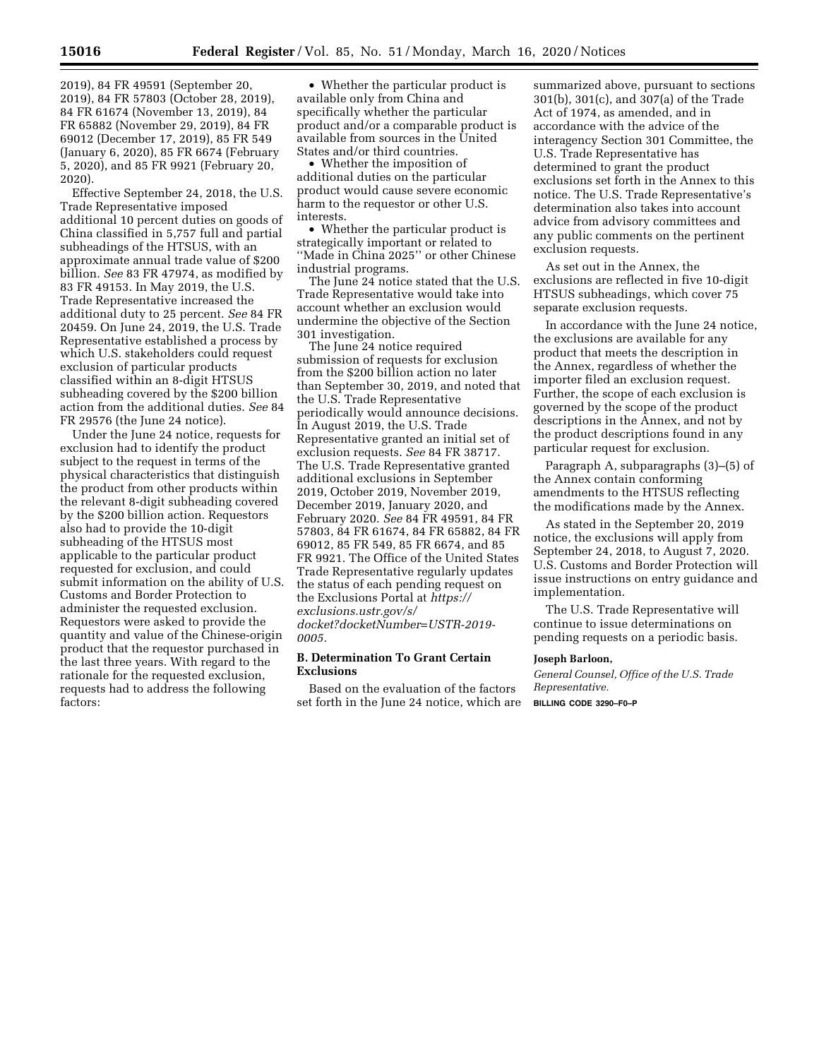2019), 84 FR 49591 (September 20, 2019), 84 FR 57803 (October 28, 2019), 84 FR 61674 (November 13, 2019), 84 FR 65882 (November 29, 2019), 84 FR 69012 (December 17, 2019), 85 FR 549 (January 6, 2020), 85 FR 6674 (February 5, 2020), and 85 FR 9921 (February 20, 2020).

Effective September 24, 2018, the U.S. Trade Representative imposed additional 10 percent duties on goods of China classified in 5,757 full and partial subheadings of the HTSUS, with an approximate annual trade value of $200 billion. *See* 83 FR 47974, as modified by 83 FR 49153. In May 2019, the U.S. Trade Representative increased the additional duty to 25 percent. *See* 84 FR 20459. On June 24, 2019, the U.S. Trade Representative established a process by which U.S. stakeholders could request exclusion of particular products classified within an 8-digit HTSUS subheading covered by the $200 billion action from the additional duties. *See* 84 FR 29576 (the June 24 notice).

Under the June 24 notice, requests for exclusion had to identify the product subject to the request in terms of the physical characteristics that distinguish the product from other products within the relevant 8-digit subheading covered by the $200 billion action. Requestors also had to provide the 10-digit subheading of the HTSUS most applicable to the particular product requested for exclusion, and could submit information on the ability of U.S. Customs and Border Protection to administer the requested exclusion. Requestors were asked to provide the quantity and value of the Chinese-origin product that the requestor purchased in the last three years. With regard to the rationale for the requested exclusion, requests had to address the following factors:

- Whether the particular product is available only from China and specifically whether the particular product and/or a comparable product is available from sources in the United States and/or third countries.
- Whether the imposition of additional duties on the particular product would cause severe economic harm to the requestor or other U.S. interests.
- Whether the particular product is strategically important or related to ''Made in China 2025'' or other Chinese industrial programs.

The June 24 notice stated that the U.S. Trade Representative would take into account whether an exclusion would undermine the objective of the Section 301 investigation.

The June 24 notice required submission of requests for exclusion from the $200 billion action no later than September 30, 2019, and noted that the U.S. Trade Representative periodically would announce decisions. In August 2019, the U.S. Trade Representative granted an initial set of exclusion requests. *See* 84 FR 38717. The U.S. Trade Representative granted additional exclusions in September 2019, October 2019, November 2019, December 2019, January 2020, and February 2020. *See* 84 FR 49591, 84 FR 57803, 84 FR 61674, 84 FR 65882, 84 FR 69012, 85 FR 549, 85 FR 6674, and 85 FR 9921. The Office of the United States Trade Representative regularly updates the status of each pending request on the Exclusions Portal at *https://exclusions.ustr.gov/s/docket?docketNumber=USTR-2019-0005*.

### B. Determination To Grant Certain Exclusions

Based on the evaluation of the factors set forth in the June 24 notice, which are summarized above, pursuant to sections 301(b), 301(c), and 307(a) of the Trade Act of 1974, as amended, and in accordance with the advice of the interagency Section 301 Committee, the U.S. Trade Representative has determined to grant the product exclusions set forth in the Annex to this notice. The U.S. Trade Representative's determination also takes into account advice from advisory committees and any public comments on the pertinent exclusion requests.

As set out in the Annex, the exclusions are reflected in five 10-digit HTSUS subheadings, which cover 75 separate exclusion requests.

In accordance with the June 24 notice, the exclusions are available for any product that meets the description in the Annex, regardless of whether the importer filed an exclusion request. Further, the scope of each exclusion is governed by the scope of the product descriptions in the Annex, and not by the product descriptions found in any particular request for exclusion.

Paragraph A, subparagraphs (3)–(5) of the Annex contain conforming amendments to the HTSUS reflecting the modifications made by the Annex.

As stated in the September 20, 2019 notice, the exclusions will apply from September 24, 2018, to August 7, 2020. U.S. Customs and Border Protection will issue instructions on entry guidance and implementation.

The U.S. Trade Representative will continue to issue determinations on pending requests on a periodic basis.

**Joseph Barloon,**

*General Counsel, Office of the U.S. Trade Representative.*

BILLING CODE 3290–F0–P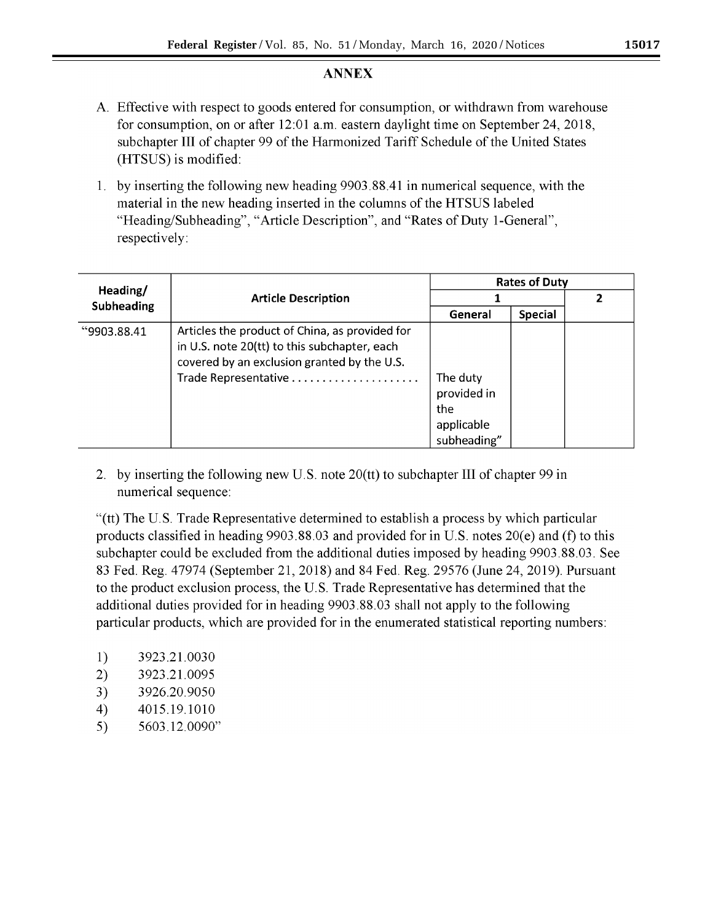## ANNEX

A. Effective with respect to goods entered for consumption, or withdrawn from warehouse for consumption, on or after 12:01 a.m. eastern daylight time on September 24, 2018, subchapter III of chapter 99 of the Harmonized Tariff Schedule of the United States (HTSUS) is modified:

1. by inserting the following new heading 9903.88.41 in numerical sequence, with the material in the new heading inserted in the columns of the HTSUS labeled "Heading/Subheading", "Article Description", and "Rates of Duty 1-General", respectively:

| Heading/ Subheading | Article Description | Rates of Duty | | |
|---|---|---|---|---|
| | | 1 | | 2 |
| | | General | Special | |
| "9903.88.41 | Articles the product of China, as provided for in U.S. note 20(tt) to this subchapter, each covered by an exclusion granted by the U.S. Trade Representative . . . . . . . . . . . . . . . . . . . . . | The duty provided in the applicable subheading" | | |

2. by inserting the following new U.S. note 20(tt) to subchapter III of chapter 99 in numerical sequence:

"(tt) The U.S. Trade Representative determined to establish a process by which particular products classified in heading 9903.88.03 and provided for in U.S. notes 20(e) and (f) to this subchapter could be excluded from the additional duties imposed by heading 9903.88.03. See 83 Fed. Reg. 47974 (September 21, 2018) and 84 Fed. Reg. 29576 (June 24, 2019). Pursuant to the product exclusion process, the U.S. Trade Representative has determined that the additional duties provided for in heading 9903.88.03 shall not apply to the following particular products, which are provided for in the enumerated statistical reporting numbers:

1) 3923.21.0030
2) 3923.21.0095
3) 3926.20.9050
4) 4015.19.1010
5) 5603.12.0090"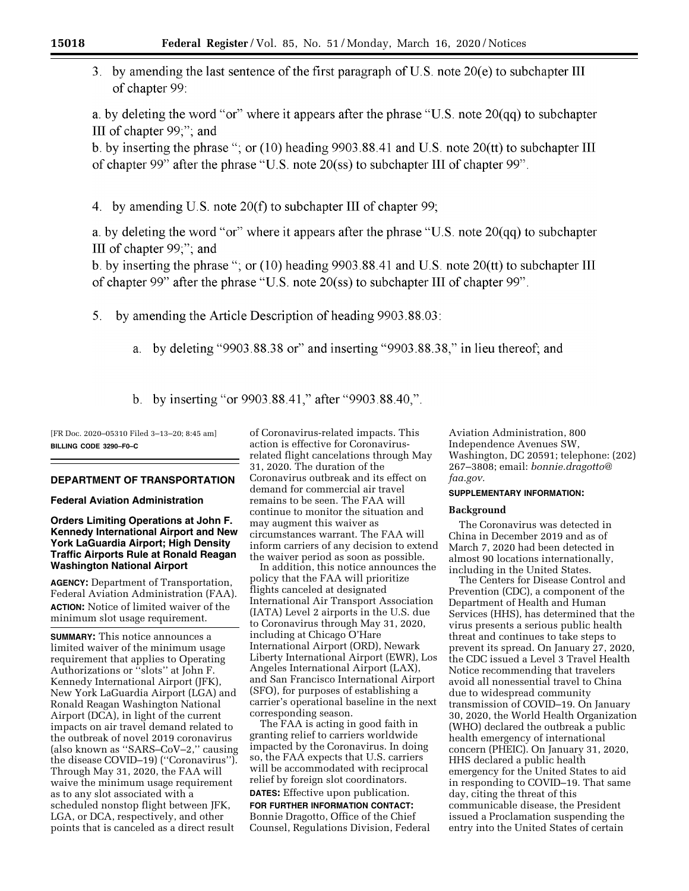3. by amending the last sentence of the first paragraph of U.S. note 20(e) to subchapter III of chapter 99:

a. by deleting the word "or" where it appears after the phrase "U.S. note 20(qq) to subchapter III of chapter 99;"; and

b. by inserting the phrase "; or (10) heading 9903.88.41 and U.S. note 20(tt) to subchapter III of chapter 99" after the phrase "U.S. note 20(ss) to subchapter III of chapter 99".

4. by amending U.S. note 20(f) to subchapter III of chapter 99;

a. by deleting the word "or" where it appears after the phrase "U.S. note 20(qq) to subchapter III of chapter 99;"; and

b. by inserting the phrase "; or (10) heading 9903.88.41 and U.S. note 20(tt) to subchapter III of chapter 99" after the phrase "U.S. note 20(ss) to subchapter III of chapter 99".

5. by amending the Article Description of heading 9903.88.03:

a. by deleting "9903.88.38 or" and inserting "9903.88.38," in lieu thereof; and

b. by inserting "or 9903.88.41," after "9903.88.40,".

[FR Doc. 2020–05310 Filed 3–13–20; 8:45 am]

**BILLING CODE 3290–F0–C**

---

## DEPARTMENT OF TRANSPORTATION

### Federal Aviation Administration

### Orders Limiting Operations at John F. Kennedy International Airport and New York LaGuardia Airport; High Density Traffic Airports Rule at Ronald Reagan Washington National Airport

**AGENCY:** Department of Transportation, Federal Aviation Administration (FAA).

**ACTION:** Notice of limited waiver of the minimum slot usage requirement.

**SUMMARY:** This notice announces a limited waiver of the minimum usage requirement that applies to Operating Authorizations or ''slots'' at John F. Kennedy International Airport (JFK), New York LaGuardia Airport (LGA) and Ronald Reagan Washington National Airport (DCA), in light of the current impacts on air travel demand related to the outbreak of novel 2019 coronavirus (also known as ''SARS–CoV–2,'' causing the disease COVID–19) (''Coronavirus''). Through May 31, 2020, the FAA will waive the minimum usage requirement as to any slot associated with a scheduled nonstop flight between JFK, LGA, or DCA, respectively, and other points that is canceled as a direct result of Coronavirus-related impacts. This action is effective for Coronavirus-related flight cancelations through May 31, 2020. The duration of the Coronavirus outbreak and its effect on demand for commercial air travel remains to be seen. The FAA will continue to monitor the situation and may augment this waiver as circumstances warrant. The FAA will inform carriers of any decision to extend the waiver period as soon as possible.

In addition, this notice announces the policy that the FAA will prioritize flights canceled at designated International Air Transport Association (IATA) Level 2 airports in the U.S. due to Coronavirus through May 31, 2020, including at Chicago O'Hare International Airport (ORD), Newark Liberty International Airport (EWR), Los Angeles International Airport (LAX), and San Francisco International Airport (SFO), for purposes of establishing a carrier's operational baseline in the next corresponding season.

The FAA is acting in good faith in granting relief to carriers worldwide impacted by the Coronavirus. In doing so, the FAA expects that U.S. carriers will be accommodated with reciprocal relief by foreign slot coordinators.

**DATES:** Effective upon publication.

**FOR FURTHER INFORMATION CONTACT:** Bonnie Dragotto, Office of the Chief Counsel, Regulations Division, Federal Aviation Administration, 800 Independence Avenues SW, Washington, DC 20591; telephone: (202) 267–3808; email: *bonnie.dragotto@faa.gov.*

**SUPPLEMENTARY INFORMATION:**

#### Background

The Coronavirus was detected in China in December 2019 and as of March 7, 2020 had been detected in almost 90 locations internationally, including in the United States.

The Centers for Disease Control and Prevention (CDC), a component of the Department of Health and Human Services (HHS), has determined that the virus presents a serious public health threat and continues to take steps to prevent its spread. On January 27, 2020, the CDC issued a Level 3 Travel Health Notice recommending that travelers avoid all nonessential travel to China due to widespread community transmission of COVID–19. On January 30, 2020, the World Health Organization (WHO) declared the outbreak a public health emergency of international concern (PHEIC). On January 31, 2020, HHS declared a public health emergency for the United States to aid in responding to COVID–19. That same day, citing the threat of this communicable disease, the President issued a Proclamation suspending the entry into the United States of certain